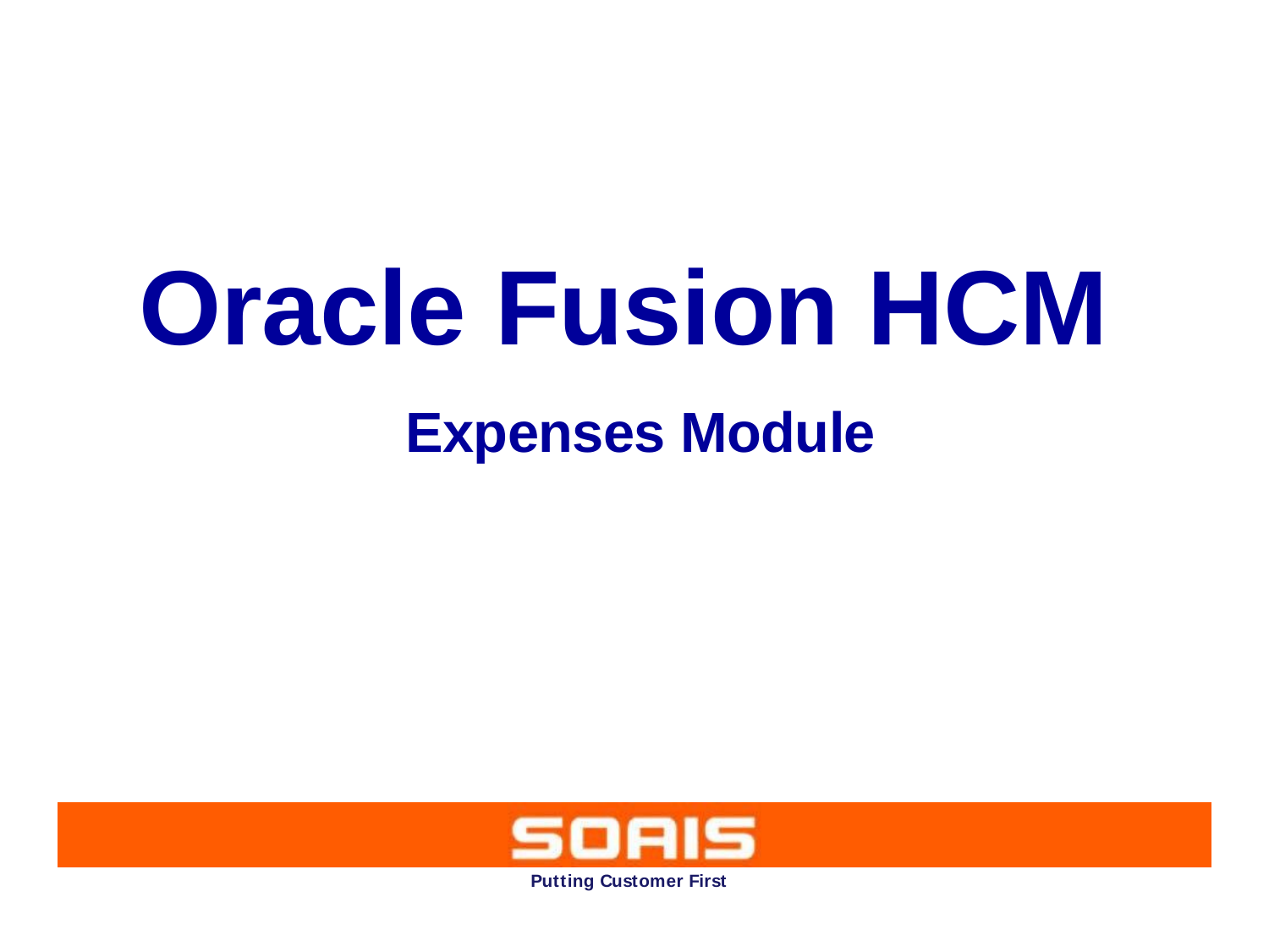# Oracle Fusion HCM

## Expenses Module

SOAIS

**Putting Customer First**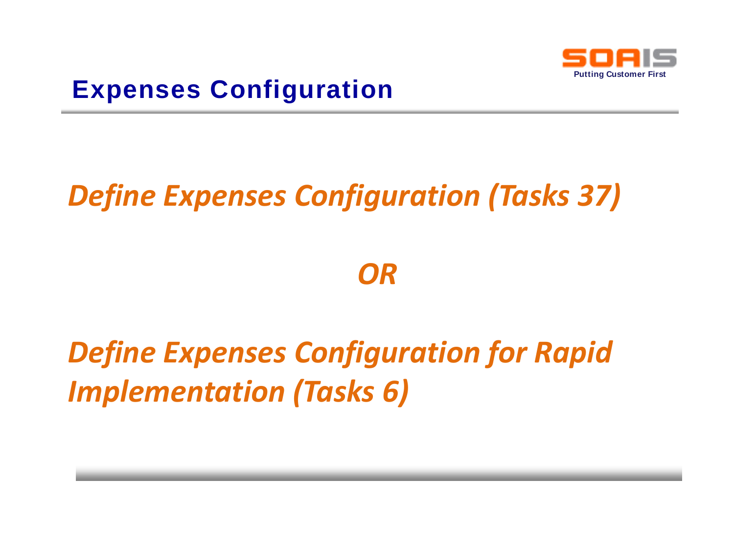# Expenses Configuration

***Define Expenses Configuration (Tasks 37)***

***OR***

***Define Expenses Configuration for Rapid Implementation (Tasks 6)***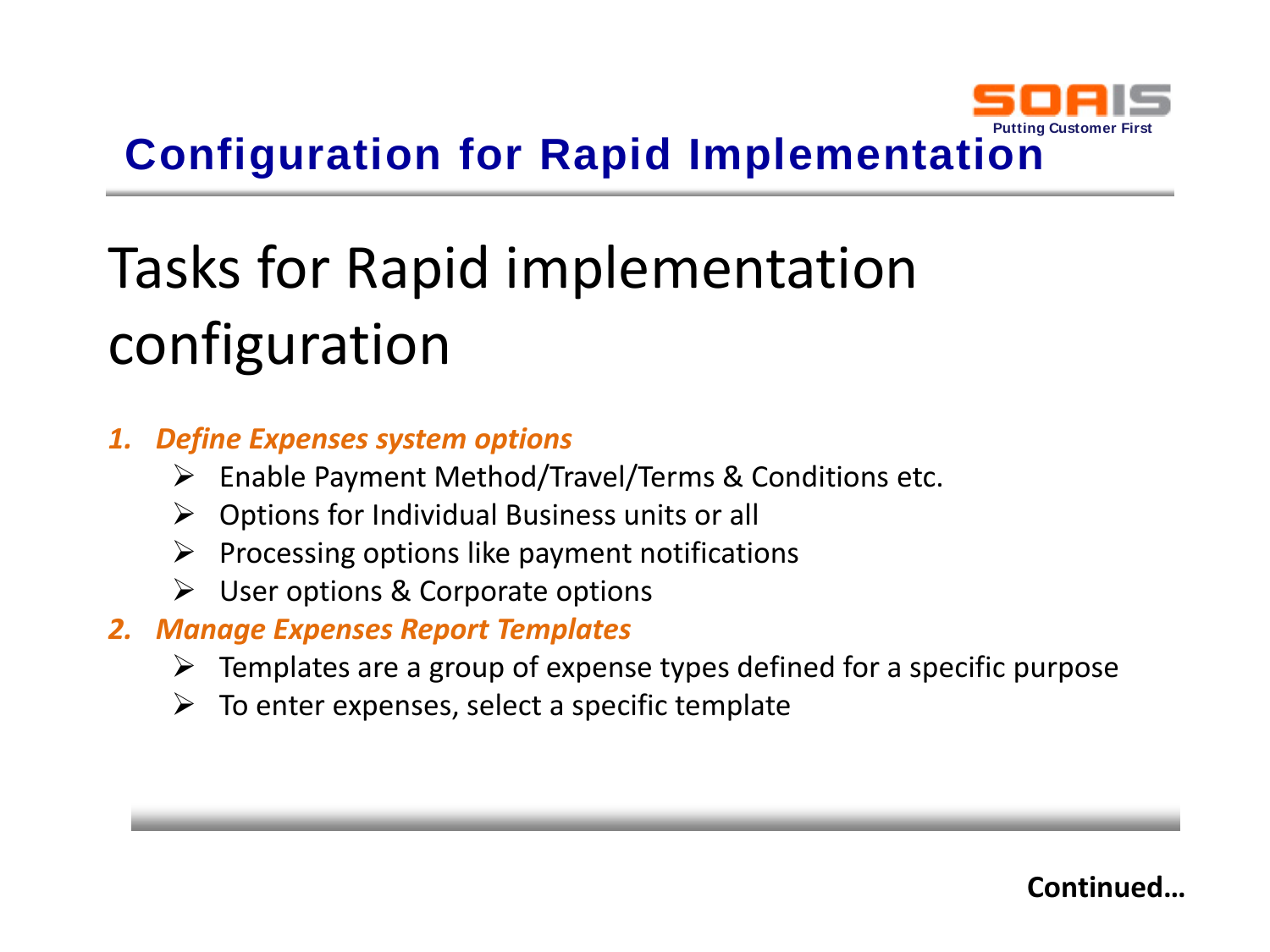# Configuration for Rapid Implementation

## Tasks for Rapid implementation configuration

1. ***Define Expenses system options***
   - Enable Payment Method/Travel/Terms & Conditions etc.
   - Options for Individual Business units or all
   - Processing options like payment notifications
   - User options & Corporate options
2. ***Manage Expenses Report Templates***
   - Templates are a group of expense types defined for a specific purpose
   - To enter expenses, select a specific template

**Continued…**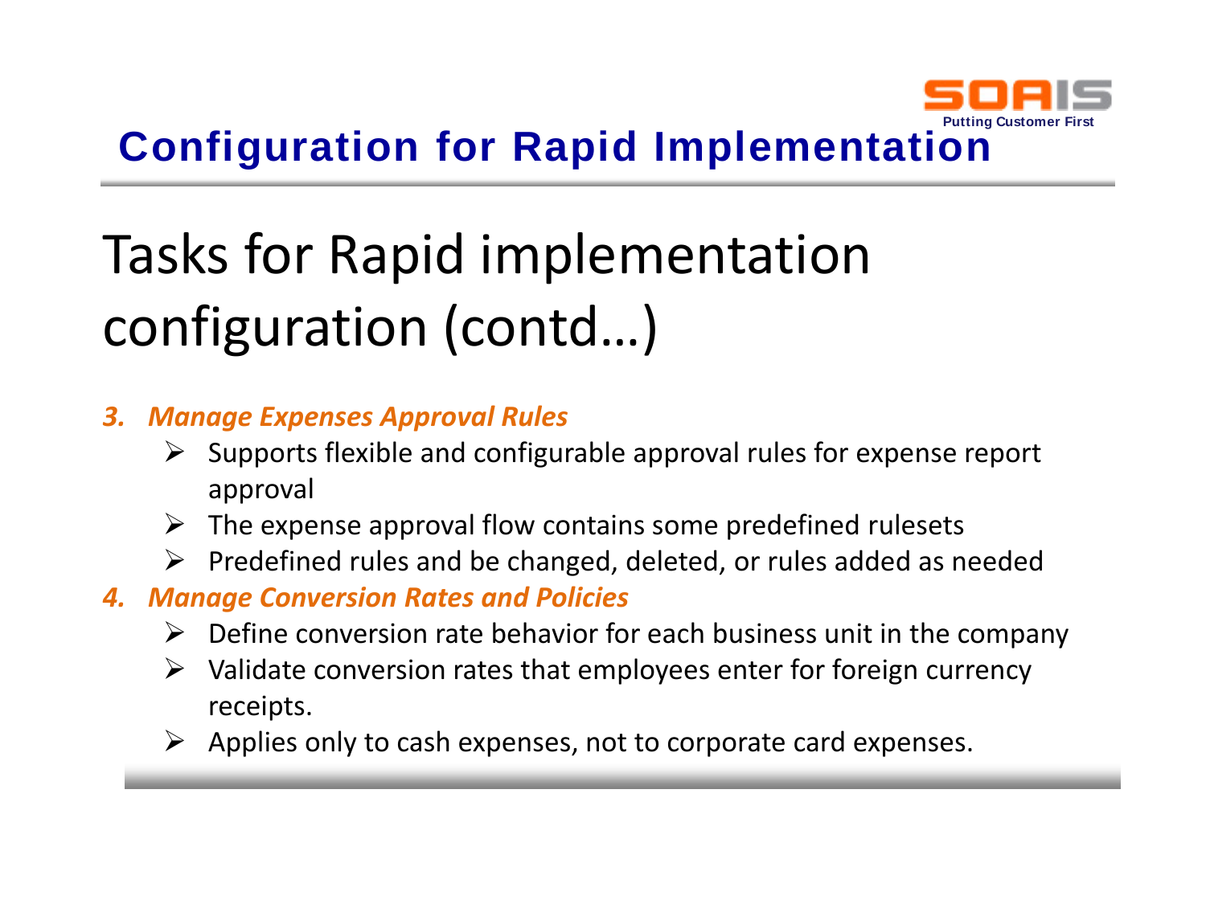# Configuration for Rapid Implementation

## Tasks for Rapid implementation configuration (contd…)

3. ***Manage Expenses Approval Rules***
   - Supports flexible and configurable approval rules for expense report approval
   - The expense approval flow contains some predefined rulesets
   - Predefined rules and be changed, deleted, or rules added as needed
4. ***Manage Conversion Rates and Policies***
   - Define conversion rate behavior for each business unit in the company
   - Validate conversion rates that employees enter for foreign currency receipts.
   - Applies only to cash expenses, not to corporate card expenses.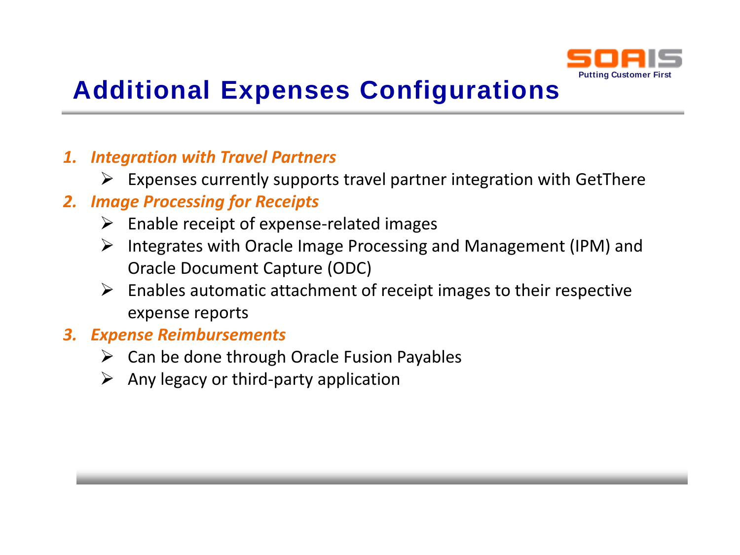# Additional Expenses Configurations

1. ***Integration with Travel Partners***
   - Expenses currently supports travel partner integration with GetThere
2. ***Image Processing for Receipts***
   - Enable receipt of expense-related images
   - Integrates with Oracle Image Processing and Management (IPM) and Oracle Document Capture (ODC)
   - Enables automatic attachment of receipt images to their respective expense reports
3. ***Expense Reimbursements***
   - Can be done through Oracle Fusion Payables
   - Any legacy or third-party application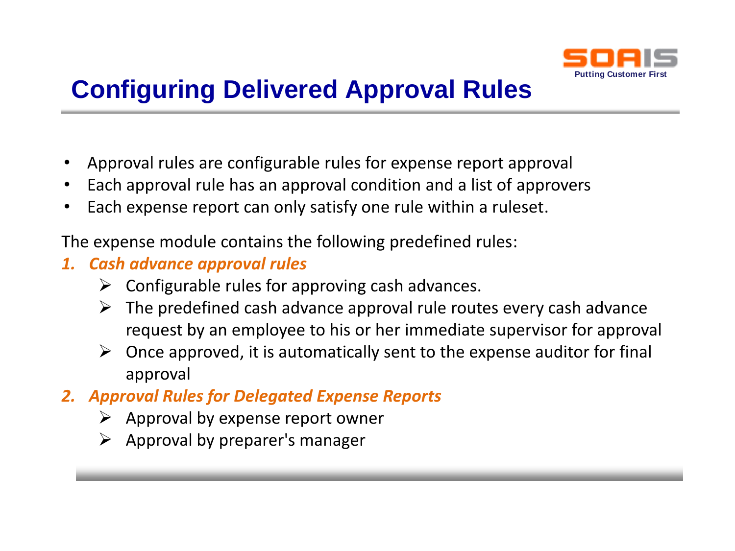# Configuring Delivered Approval Rules

- Approval rules are configurable rules for expense report approval
- Each approval rule has an approval condition and a list of approvers
- Each expense report can only satisfy one rule within a ruleset.

The expense module contains the following predefined rules:

1. ***Cash advance approval rules***
   - Configurable rules for approving cash advances.
   - The predefined cash advance approval rule routes every cash advance request by an employee to his or her immediate supervisor for approval
   - Once approved, it is automatically sent to the expense auditor for final approval
2. ***Approval Rules for Delegated Expense Reports***
   - Approval by expense report owner
   - Approval by preparer's manager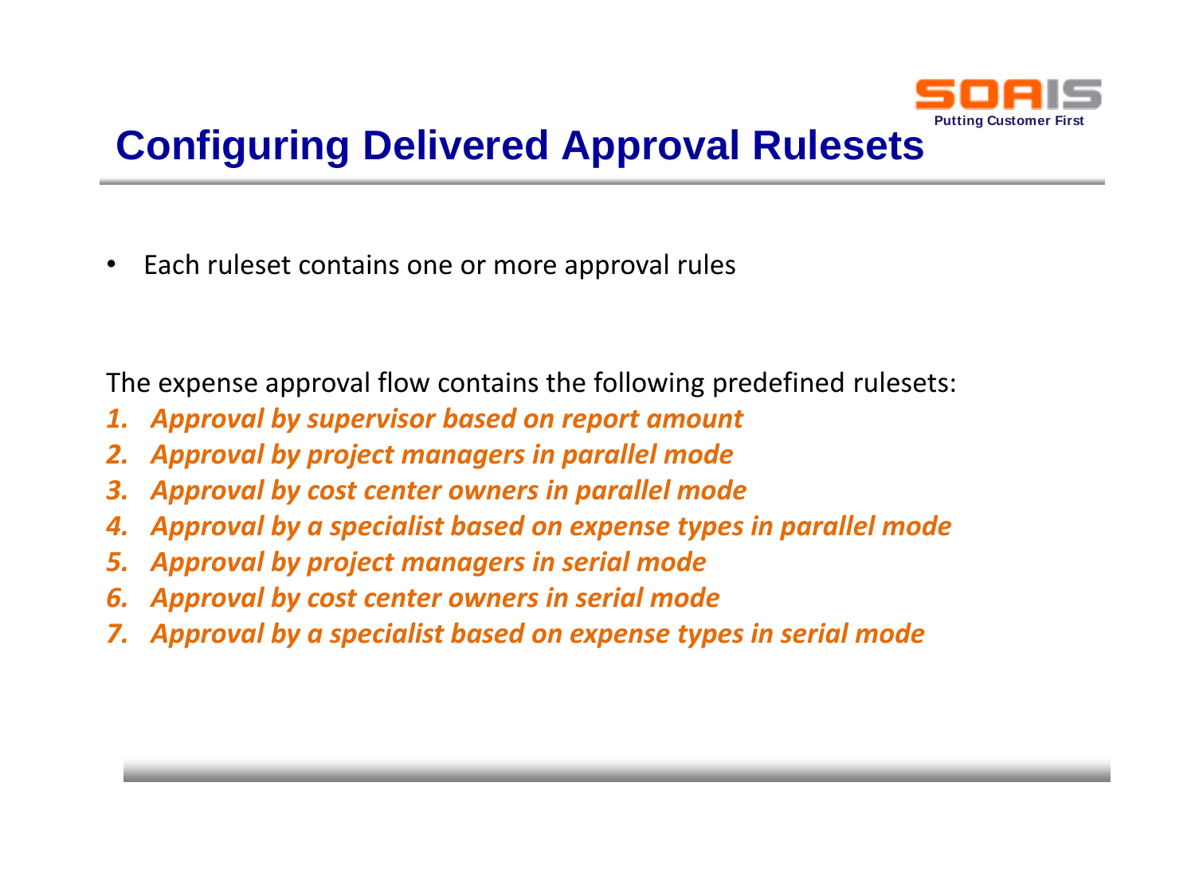# Configuring Delivered Approval Rulesets

- Each ruleset contains one or more approval rules

The expense approval flow contains the following predefined rulesets:

1. ***Approval by supervisor based on report amount***
2. ***Approval by project managers in parallel mode***
3. ***Approval by cost center owners in parallel mode***
4. ***Approval by a specialist based on expense types in parallel mode***
5. ***Approval by project managers in serial mode***
6. ***Approval by cost center owners in serial mode***
7. ***Approval by a specialist based on expense types in serial mode***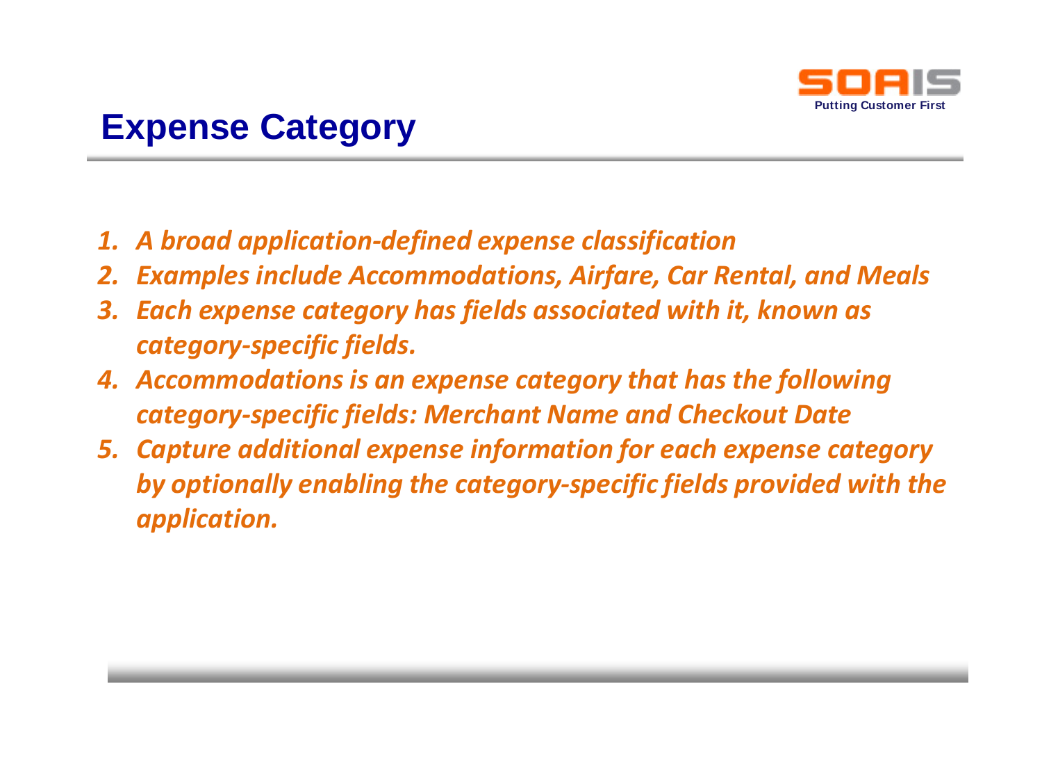# Expense Category

1. *A broad application-defined expense classification*
2. *Examples include Accommodations, Airfare, Car Rental, and Meals*
3. *Each expense category has fields associated with it, known as category-specific fields.*
4. *Accommodations is an expense category that has the following category-specific fields: Merchant Name and Checkout Date*
5. *Capture additional expense information for each expense category by optionally enabling the category-specific fields provided with the application.*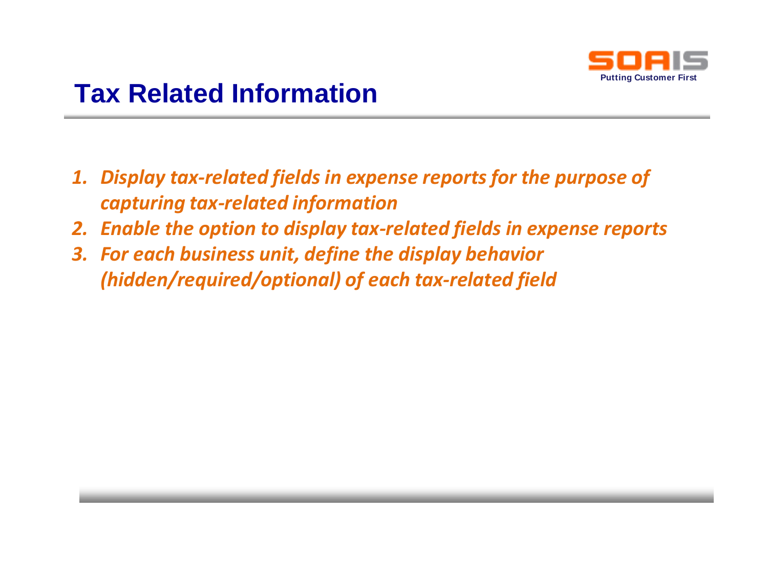# Tax Related Information

1. *Display tax-related fields in expense reports for the purpose of capturing tax-related information*
2. *Enable the option to display tax-related fields in expense reports*
3. *For each business unit, define the display behavior (hidden/required/optional) of each tax-related field*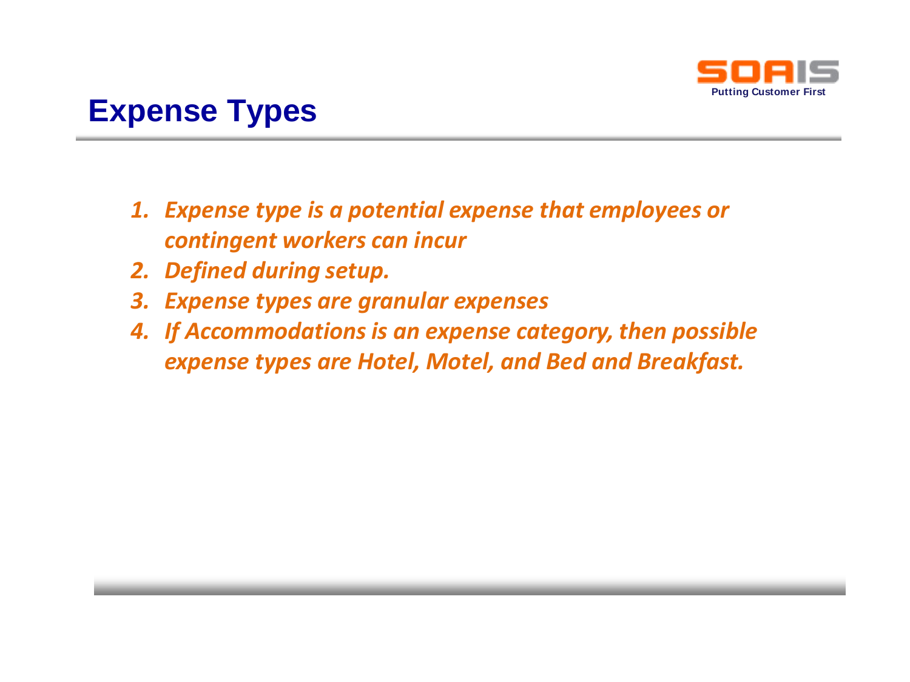# Expense Types

1. *Expense type is a potential expense that employees or contingent workers can incur*
2. *Defined during setup.*
3. *Expense types are granular expenses*
4. *If Accommodations is an expense category, then possible expense types are Hotel, Motel, and Bed and Breakfast.*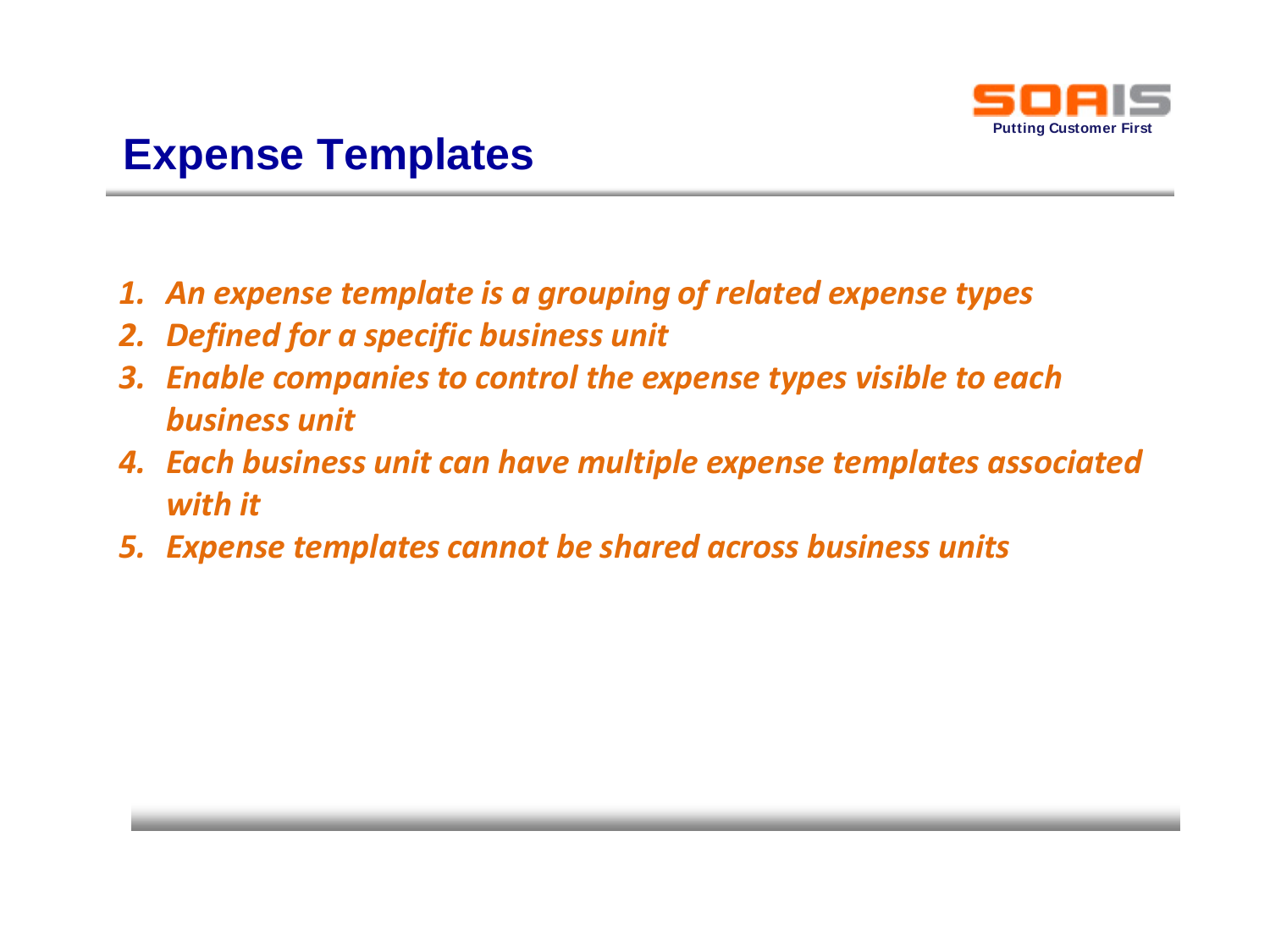# Expense Templates

1. *An expense template is a grouping of related expense types*
2. *Defined for a specific business unit*
3. *Enable companies to control the expense types visible to each business unit*
4. *Each business unit can have multiple expense templates associated with it*
5. *Expense templates cannot be shared across business units*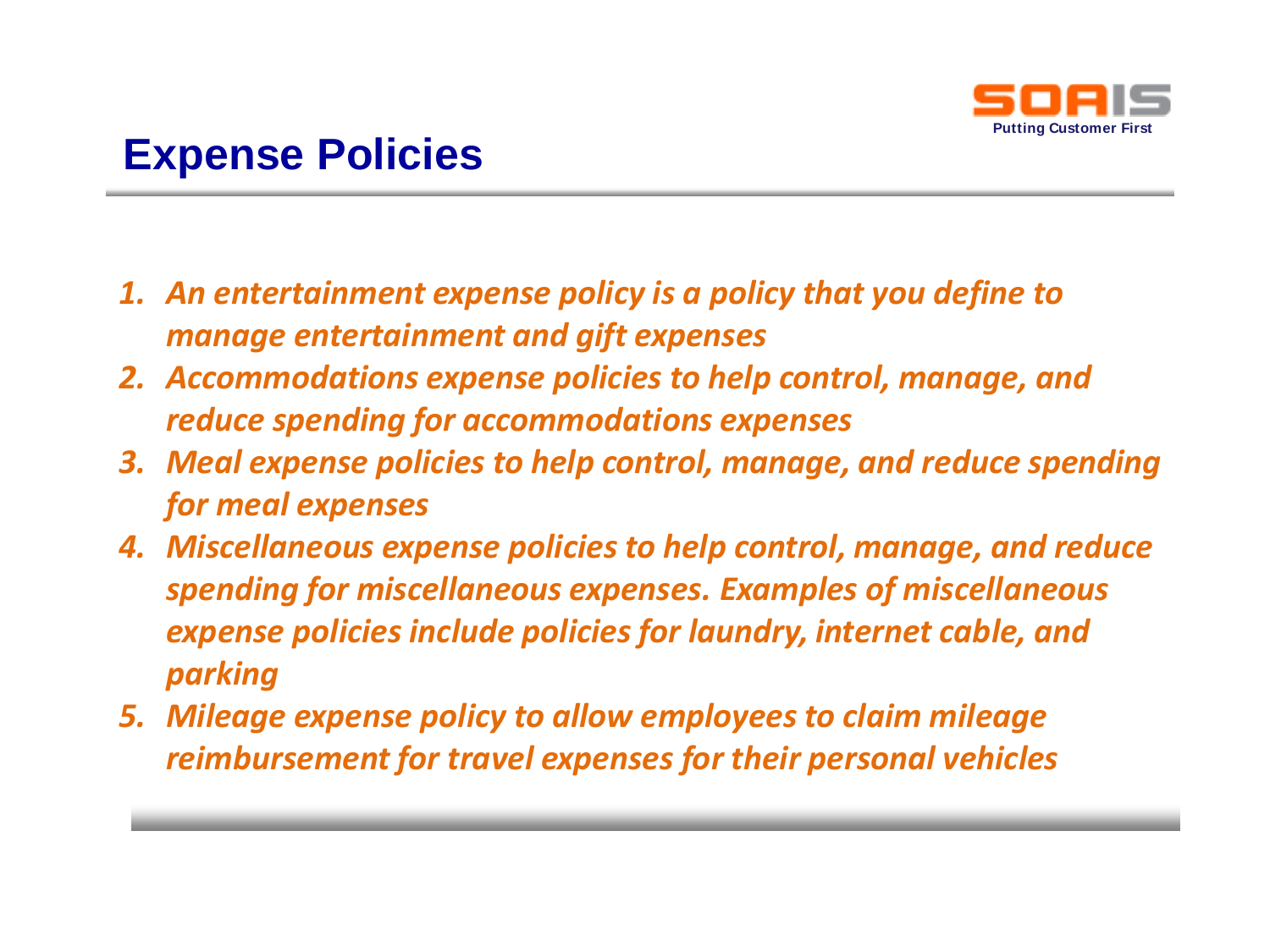# Expense Policies

1. *An entertainment expense policy is a policy that you define to manage entertainment and gift expenses*
2. *Accommodations expense policies to help control, manage, and reduce spending for accommodations expenses*
3. *Meal expense policies to help control, manage, and reduce spending for meal expenses*
4. *Miscellaneous expense policies to help control, manage, and reduce spending for miscellaneous expenses. Examples of miscellaneous expense policies include policies for laundry, internet cable, and parking*
5. *Mileage expense policy to allow employees to claim mileage reimbursement for travel expenses for their personal vehicles*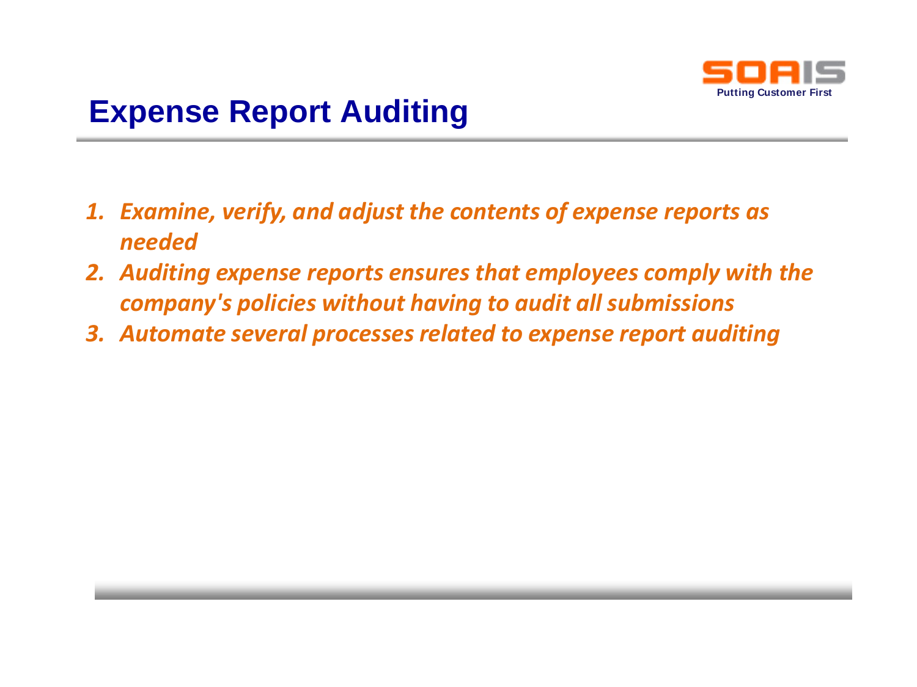# Expense Report Auditing

1. *Examine, verify, and adjust the contents of expense reports as needed*
2. *Auditing expense reports ensures that employees comply with the company's policies without having to audit all submissions*
3. *Automate several processes related to expense report auditing*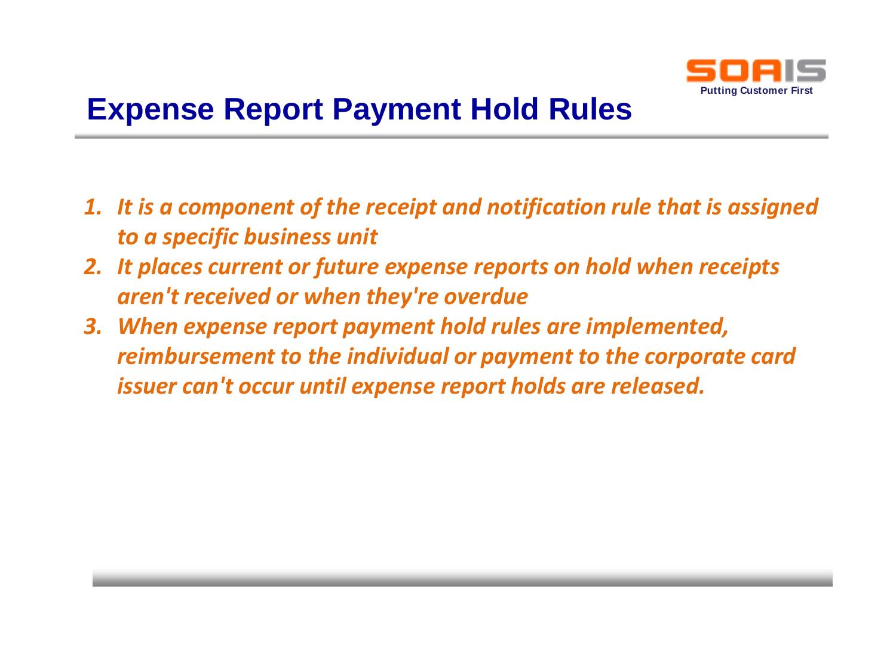# Expense Report Payment Hold Rules

1. *It is a component of the receipt and notification rule that is assigned to a specific business unit*
2. *It places current or future expense reports on hold when receipts aren't received or when they're overdue*
3. *When expense report payment hold rules are implemented, reimbursement to the individual or payment to the corporate card issuer can't occur until expense report holds are released.*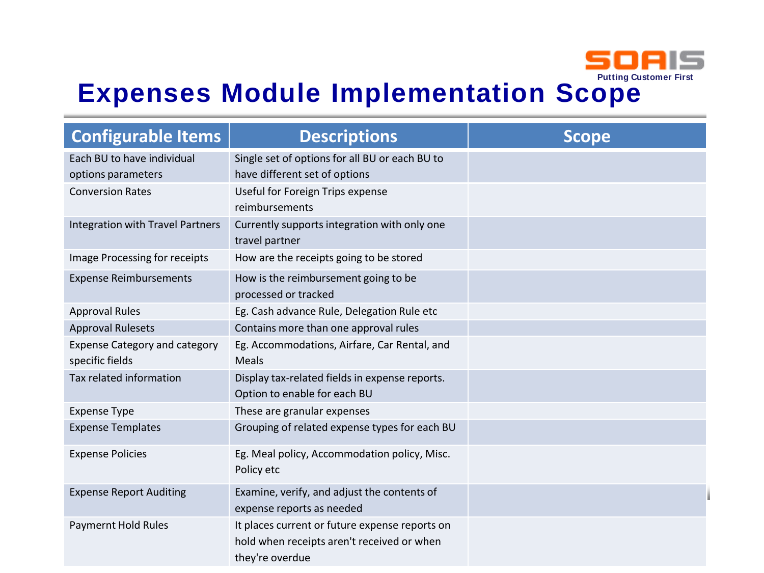# Expenses Module Implementation Scope

| Configurable Items | Descriptions | Scope |
|---|---|---|
| Each BU to have individual options parameters | Single set of options for all BU or each BU to have different set of options | |
| Conversion Rates | Useful for Foreign Trips expense reimbursements | |
| Integration with Travel Partners | Currently supports integration with only one travel partner | |
| Image Processing for receipts | How are the receipts going to be stored | |
| Expense Reimbursements | How is the reimbursement going to be processed or tracked | |
| Approval Rules | Eg. Cash advance Rule, Delegation Rule etc | |
| Approval Rulesets | Contains more than one approval rules | |
| Expense Category and category specific fields | Eg. Accommodations, Airfare, Car Rental, and Meals | |
| Tax related information | Display tax-related fields in expense reports. Option to enable for each BU | |
| Expense Type | These are granular expenses | |
| Expense Templates | Grouping of related expense types for each BU | |
| Expense Policies | Eg. Meal policy, Accommodation policy, Misc. Policy etc | |
| Expense Report Auditing | Examine, verify, and adjust the contents of expense reports as needed | |
| Paymernt Hold Rules | It places current or future expense reports on hold when receipts aren't received or when they're overdue | |